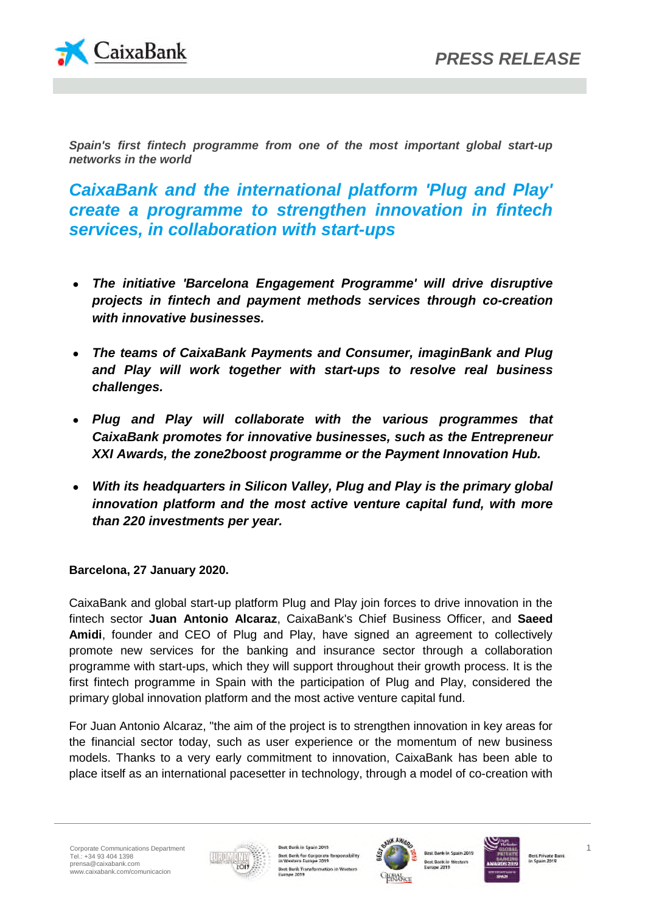PRESS RELEASE

***Spain's first fintech programme from one of the most important global start-up networks in the world***

# *CaixaBank and the international platform 'Plug and Play' create a programme to strengthen innovation in fintech services, in collaboration with start-ups*

- ***The initiative 'Barcelona Engagement Programme' will drive disruptive projects in fintech and payment methods services through co-creation with innovative businesses.***
- ***The teams of CaixaBank Payments and Consumer, imaginBank and Plug and Play will work together with start-ups to resolve real business challenges.***
- ***Plug and Play will collaborate with the various programmes that CaixaBank promotes for innovative businesses, such as the Entrepreneur XXI Awards, the zone2boost programme or the Payment Innovation Hub.***
- ***With its headquarters in Silicon Valley, Plug and Play is the primary global innovation platform and the most active venture capital fund, with more than 220 investments per year.***

**Barcelona, 27 January 2020.**

CaixaBank and global start-up platform Plug and Play join forces to drive innovation in the fintech sector **Juan Antonio Alcaraz**, CaixaBank's Chief Business Officer, and **Saeed Amidi**, founder and CEO of Plug and Play, have signed an agreement to collectively promote new services for the banking and insurance sector through a collaboration programme with start-ups, which they will support throughout their growth process. It is the first fintech programme in Spain with the participation of Plug and Play, considered the primary global innovation platform and the most active venture capital fund.

For Juan Antonio Alcaraz, "the aim of the project is to strengthen innovation in key areas for the financial sector today, such as user experience or the momentum of new business models. Thanks to a very early commitment to innovation, CaixaBank has been able to place itself as an international pacesetter in technology, through a model of co-creation with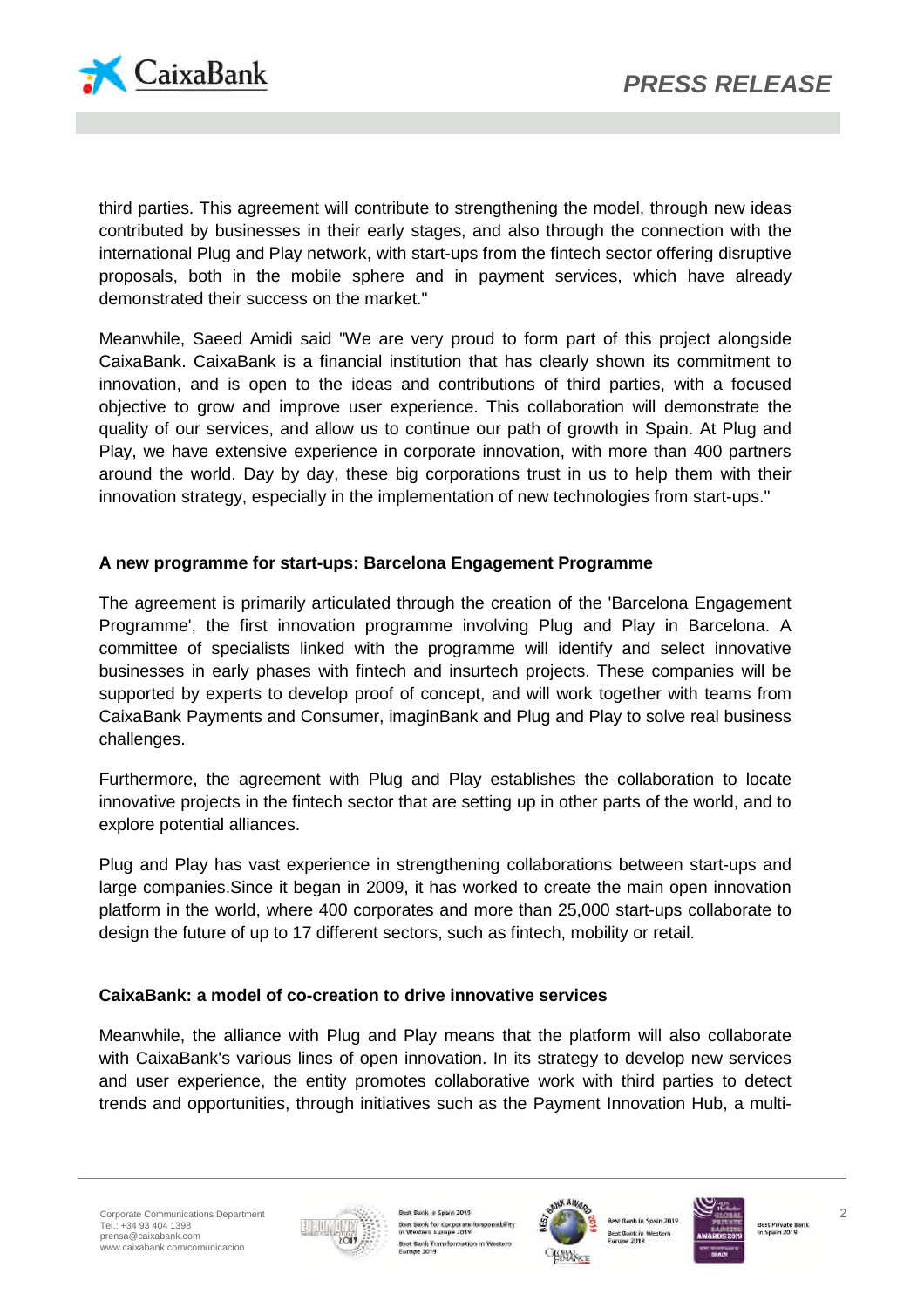third parties. This agreement will contribute to strengthening the model, through new ideas contributed by businesses in their early stages, and also through the connection with the international Plug and Play network, with start-ups from the fintech sector offering disruptive proposals, both in the mobile sphere and in payment services, which have already demonstrated their success on the market."

Meanwhile, Saeed Amidi said "We are very proud to form part of this project alongside CaixaBank. CaixaBank is a financial institution that has clearly shown its commitment to innovation, and is open to the ideas and contributions of third parties, with a focused objective to grow and improve user experience. This collaboration will demonstrate the quality of our services, and allow us to continue our path of growth in Spain. At Plug and Play, we have extensive experience in corporate innovation, with more than 400 partners around the world. Day by day, these big corporations trust in us to help them with their innovation strategy, especially in the implementation of new technologies from start-ups."

**A new programme for start-ups: Barcelona Engagement Programme**

The agreement is primarily articulated through the creation of the 'Barcelona Engagement Programme', the first innovation programme involving Plug and Play in Barcelona. A committee of specialists linked with the programme will identify and select innovative businesses in early phases with fintech and insurtech projects. These companies will be supported by experts to develop proof of concept, and will work together with teams from CaixaBank Payments and Consumer, imaginBank and Plug and Play to solve real business challenges.

Furthermore, the agreement with Plug and Play establishes the collaboration to locate innovative projects in the fintech sector that are setting up in other parts of the world, and to explore potential alliances.

Plug and Play has vast experience in strengthening collaborations between start-ups and large companies.Since it began in 2009, it has worked to create the main open innovation platform in the world, where 400 corporates and more than 25,000 start-ups collaborate to design the future of up to 17 different sectors, such as fintech, mobility or retail.

**CaixaBank: a model of co-creation to drive innovative services**

Meanwhile, the alliance with Plug and Play means that the platform will also collaborate with CaixaBank's various lines of open innovation. In its strategy to develop new services and user experience, the entity promotes collaborative work with third parties to detect trends and opportunities, through initiatives such as the Payment Innovation Hub, a multi-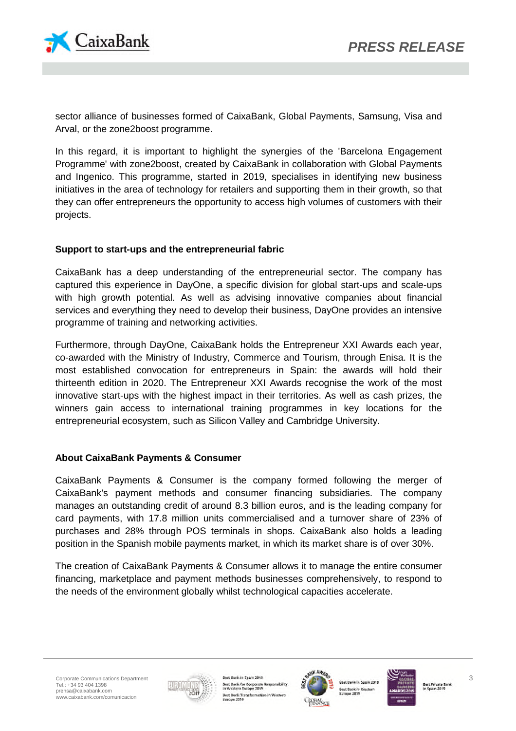sector alliance of businesses formed of CaixaBank, Global Payments, Samsung, Visa and Arval, or the zone2boost programme.

In this regard, it is important to highlight the synergies of the 'Barcelona Engagement Programme' with zone2boost, created by CaixaBank in collaboration with Global Payments and Ingenico. This programme, started in 2019, specialises in identifying new business initiatives in the area of technology for retailers and supporting them in their growth, so that they can offer entrepreneurs the opportunity to access high volumes of customers with their projects.

**Support to start-ups and the entrepreneurial fabric**

CaixaBank has a deep understanding of the entrepreneurial sector. The company has captured this experience in DayOne, a specific division for global start-ups and scale-ups with high growth potential. As well as advising innovative companies about financial services and everything they need to develop their business, DayOne provides an intensive programme of training and networking activities.

Furthermore, through DayOne, CaixaBank holds the Entrepreneur XXI Awards each year, co-awarded with the Ministry of Industry, Commerce and Tourism, through Enisa. It is the most established convocation for entrepreneurs in Spain: the awards will hold their thirteenth edition in 2020. The Entrepreneur XXI Awards recognise the work of the most innovative start-ups with the highest impact in their territories. As well as cash prizes, the winners gain access to international training programmes in key locations for the entrepreneurial ecosystem, such as Silicon Valley and Cambridge University.

**About CaixaBank Payments & Consumer**

CaixaBank Payments & Consumer is the company formed following the merger of CaixaBank's payment methods and consumer financing subsidiaries. The company manages an outstanding credit of around 8.3 billion euros, and is the leading company for card payments, with 17.8 million units commercialised and a turnover share of 23% of purchases and 28% through POS terminals in shops. CaixaBank also holds a leading position in the Spanish mobile payments market, in which its market share is of over 30%.

The creation of CaixaBank Payments & Consumer allows it to manage the entire consumer financing, marketplace and payment methods businesses comprehensively, to respond to the needs of the environment globally whilst technological capacities accelerate.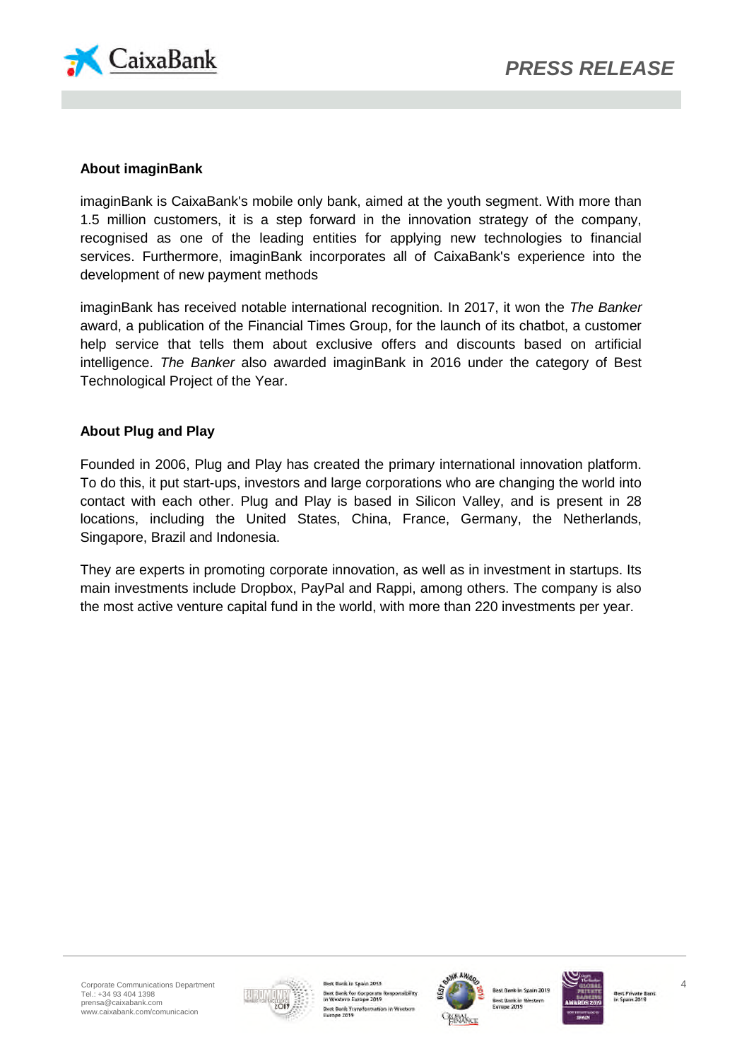### About imaginBank

imaginBank is CaixaBank's mobile only bank, aimed at the youth segment. With more than 1.5 million customers, it is a step forward in the innovation strategy of the company, recognised as one of the leading entities for applying new technologies to financial services. Furthermore, imaginBank incorporates all of CaixaBank's experience into the development of new payment methods

imaginBank has received notable international recognition. In 2017, it won the *The Banker* award, a publication of the Financial Times Group, for the launch of its chatbot, a customer help service that tells them about exclusive offers and discounts based on artificial intelligence. *The Banker* also awarded imaginBank in 2016 under the category of Best Technological Project of the Year.

### About Plug and Play

Founded in 2006, Plug and Play has created the primary international innovation platform. To do this, it put start-ups, investors and large corporations who are changing the world into contact with each other. Plug and Play is based in Silicon Valley, and is present in 28 locations, including the United States, China, France, Germany, the Netherlands, Singapore, Brazil and Indonesia.

They are experts in promoting corporate innovation, as well as in investment in startups. Its main investments include Dropbox, PayPal and Rappi, among others. The company is also the most active venture capital fund in the world, with more than 220 investments per year.

Corporate Communications Department
Tel.: +34 93 404 1398
prensa@caixabank.com
www.caixabank.com/comunicacion

Best Bank in Spain 2019
Best Bank for Corporate Responsibility in Western Europe 2019
Best Bank Transformation in Western Europe 2019

Best Bank in Spain 2019
Best Bank in Western Europe 2019

Best Private Bank in Spain 2019